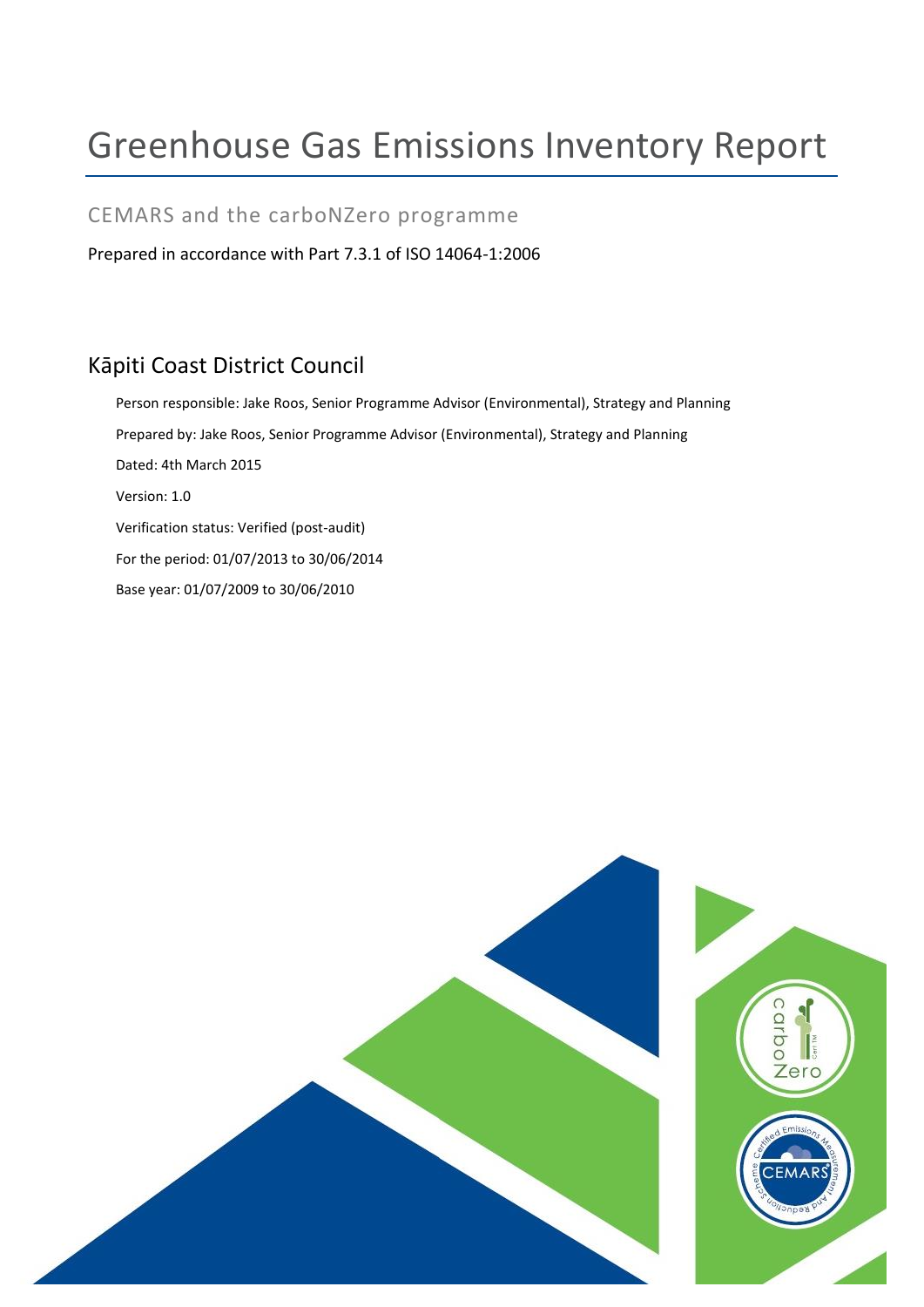# Greenhouse Gas Emissions Inventory Report

## CEMARS and the carboNZero programme

Prepared in accordance with Part 7.3.1 of ISO 14064-1:2006

## Kāpiti Coast District Council

Person responsible: Jake Roos, Senior Programme Advisor (Environmental), Strategy and Planning

Prepared by: Jake Roos, Senior Programme Advisor (Environmental), Strategy and Planning

Dated: 4th March 2015

Version: 1.0

Verification status: Verified (post-audit)

For the period: 01/07/2013 to 30/06/2014

Base year: 01/07/2009 to 30/06/2010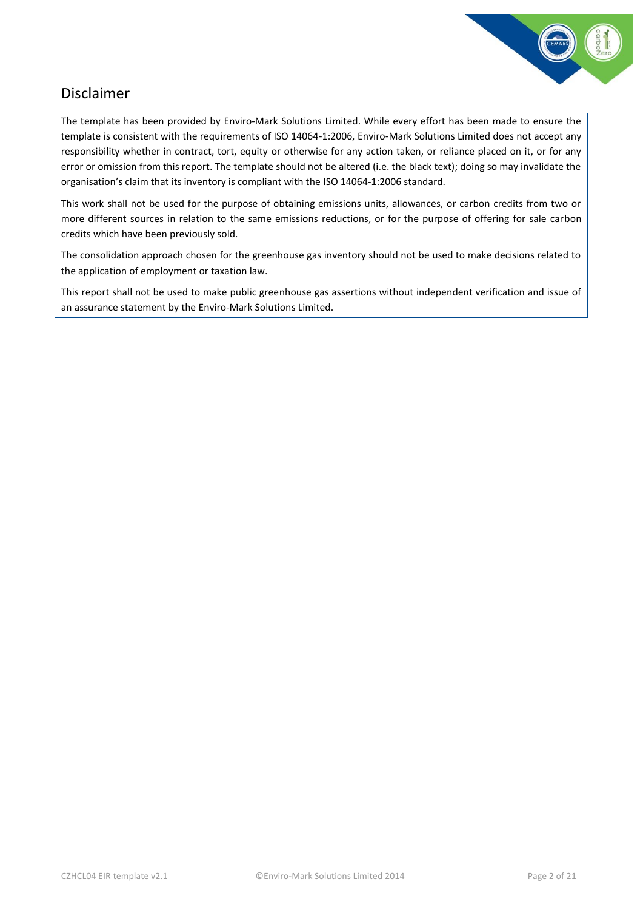## Disclaimer

The template has been provided by Enviro-Mark Solutions Limited. While every effort has been made to ensure the template is consistent with the requirements of ISO 14064-1:2006, Enviro-Mark Solutions Limited does not accept any responsibility whether in contract, tort, equity or otherwise for any action taken, or reliance placed on it, or for any error or omission from this report. The template should not be altered (i.e. the black text); doing so may invalidate the organisation's claim that its inventory is compliant with the ISO 14064-1:2006 standard.

This work shall not be used for the purpose of obtaining emissions units, allowances, or carbon credits from two or more different sources in relation to the same emissions reductions, or for the purpose of offering for sale carbon credits which have been previously sold.

The consolidation approach chosen for the greenhouse gas inventory should not be used to make decisions related to the application of employment or taxation law.

This report shall not be used to make public greenhouse gas assertions without independent verification and issue of an assurance statement by the Enviro-Mark Solutions Limited.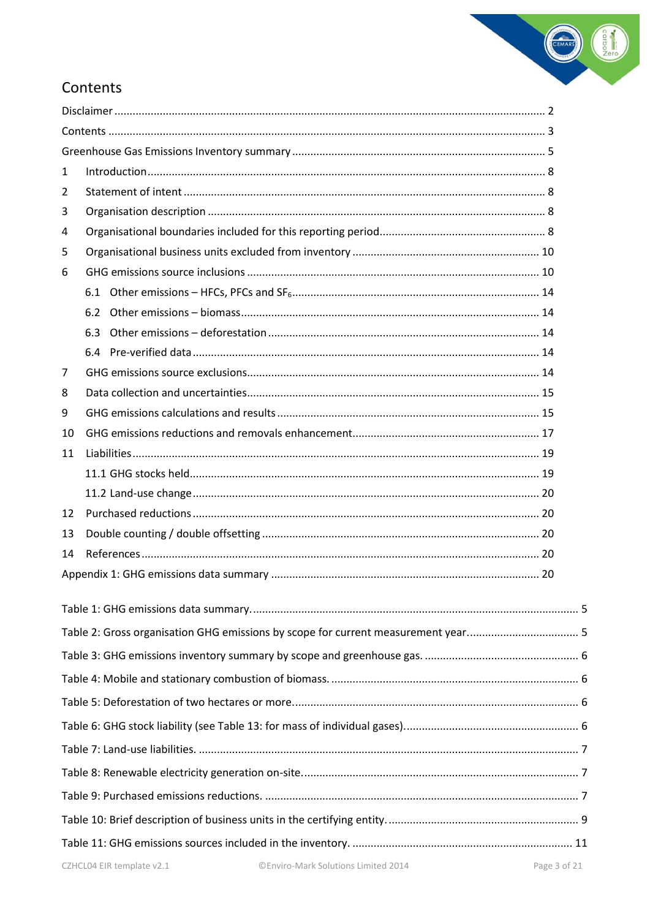# Contents

Disclaimer ........................................................................................................................................... 2

Contents ............................................................................................................................................. 3

Greenhouse Gas Emissions Inventory summary .................................................................................. 5

1 Introduction ................................................................................................................................. 8

2 Statement of intent ...................................................................................................................... 8

3 Organisation description .............................................................................................................. 8

4 Organisational boundaries included for this reporting period ..................................................... 8

5 Organisational business units excluded from inventory ............................................................ 10

6 GHG emissions source inclusions ............................................................................................... 10

6.1 Other emissions – HFCs, PFCs and $SF_6$ ............................................................................... 14

6.2 Other emissions – biomass ................................................................................................ 14

6.3 Other emissions – deforestation ....................................................................................... 14

6.4 Pre-verified data ................................................................................................................ 14

7 GHG emissions source exclusions ............................................................................................... 14

8 Data collection and uncertainties ............................................................................................... 15

9 GHG emissions calculations and results .................................................................................... 15

10 GHG emissions reductions and removals enhancement ............................................................ 17

11 Liabilities .................................................................................................................................... 19

11.1 GHG stocks held ................................................................................................................. 19

11.2 Land-use change ................................................................................................................ 20

12 Purchased reductions ................................................................................................................ 20

13 Double counting / double offsetting .......................................................................................... 20

14 References .................................................................................................................................. 20

Appendix 1: GHG emissions data summary ...................................................................................... 20

Table 1: GHG emissions data summary. ................................................................................................ 5

Table 2: Gross organisation GHG emissions by scope for current measurement year. ......................... 5

Table 3: GHG emissions inventory summary by scope and greenhouse gas. ........................................ 6

Table 4: Mobile and stationary combustion of biomass. ....................................................................... 6

Table 5: Deforestation of two hectares or more. .................................................................................. 6

Table 6: GHG stock liability (see Table 13: for mass of individual gases). .............................................. 6

Table 7: Land-use liabilities. .................................................................................................................. 7

Table 8: Renewable electricity generation on-site. ............................................................................... 7

Table 9: Purchased emissions reductions. ............................................................................................ 7

Table 10: Brief description of business units in the certifying entity. ................................................... 9

Table 11: GHG emissions sources included in the inventory. .............................................................. 11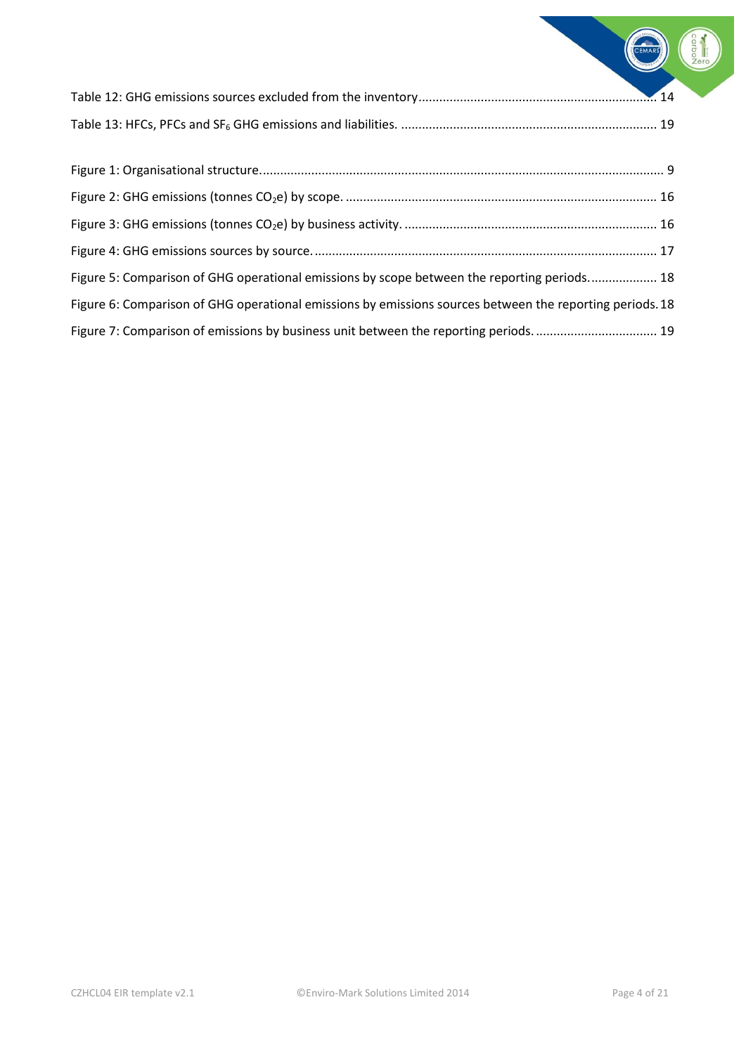Table 12: GHG emissions sources excluded from the inventory ........ 14

Table 13: HFCs, PFCs and $SF_6$ GHG emissions and liabilities. ........ 19

Figure 1: Organisational structure. ........ 9

Figure 2: GHG emissions (tonnes $CO_2e$) by scope. ........ 16

Figure 3: GHG emissions (tonnes $CO_2e$) by business activity. ........ 16

Figure 4: GHG emissions sources by source. ........ 17

Figure 5: Comparison of GHG operational emissions by scope between the reporting periods. ........ 18

Figure 6: Comparison of GHG operational emissions by emissions sources between the reporting periods. 18

Figure 7: Comparison of emissions by business unit between the reporting periods. ........ 19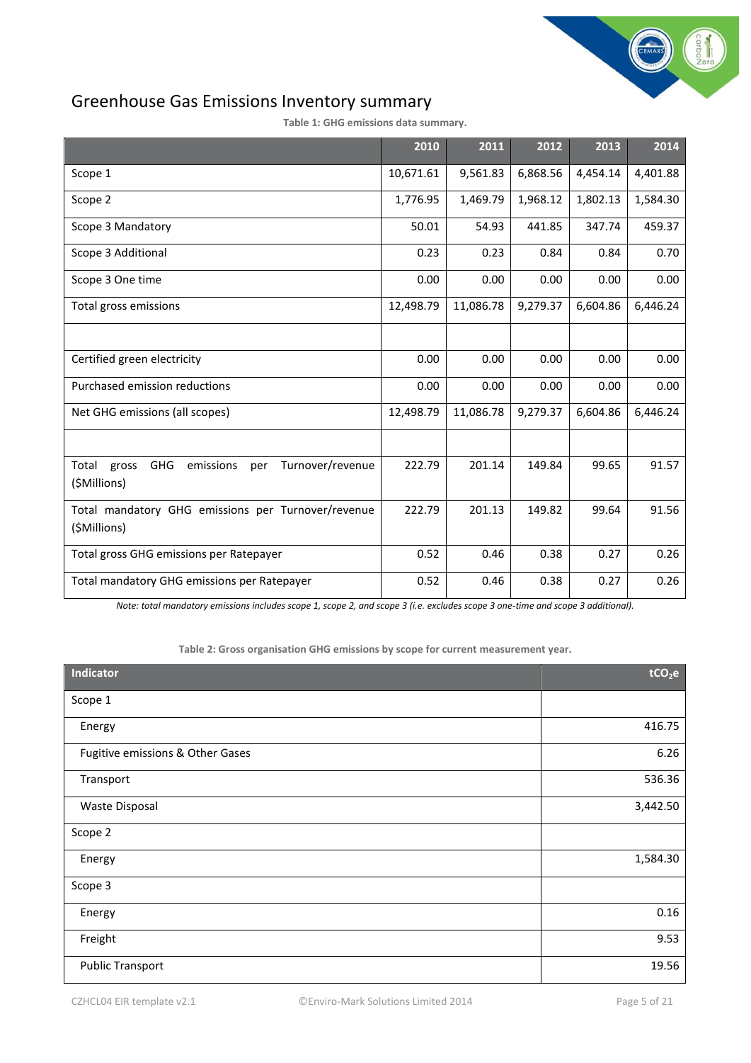# Greenhouse Gas Emissions Inventory summary

**Table 1: GHG emissions data summary.**

| | 2010 | 2011 | 2012 | 2013 | 2014 |
|---|---|---|---|---|---|
| Scope 1 | 10,671.61 | 9,561.83 | 6,868.56 | 4,454.14 | 4,401.88 |
| Scope 2 | 1,776.95 | 1,469.79 | 1,968.12 | 1,802.13 | 1,584.30 |
| Scope 3 Mandatory | 50.01 | 54.93 | 441.85 | 347.74 | 459.37 |
| Scope 3 Additional | 0.23 | 0.23 | 0.84 | 0.84 | 0.70 |
| Scope 3 One time | 0.00 | 0.00 | 0.00 | 0.00 | 0.00 |
| Total gross emissions | 12,498.79 | 11,086.78 | 9,279.37 | 6,604.86 | 6,446.24 |
| | | | | | |
| Certified green electricity | 0.00 | 0.00 | 0.00 | 0.00 | 0.00 |
| Purchased emission reductions | 0.00 | 0.00 | 0.00 | 0.00 | 0.00 |
| Net GHG emissions (all scopes) | 12,498.79 | 11,086.78 | 9,279.37 | 6,604.86 | 6,446.24 |
| | | | | | |
| Total gross GHG emissions per Turnover/revenue ($Millions) | 222.79 | 201.14 | 149.84 | 99.65 | 91.57 |
| Total mandatory GHG emissions per Turnover/revenue ($Millions) | 222.79 | 201.13 | 149.82 | 99.64 | 91.56 |
| Total gross GHG emissions per Ratepayer | 0.52 | 0.46 | 0.38 | 0.27 | 0.26 |
| Total mandatory GHG emissions per Ratepayer | 0.52 | 0.46 | 0.38 | 0.27 | 0.26 |

*Note: total mandatory emissions includes scope 1, scope 2, and scope 3 (i.e. excludes scope 3 one-time and scope 3 additional).*

**Table 2: Gross organisation GHG emissions by scope for current measurement year.**

| Indicator | $tCO_2e$ |
|---|---|
| Scope 1 | |
| Energy | 416.75 |
| Fugitive emissions & Other Gases | 6.26 |
| Transport | 536.36 |
| Waste Disposal | 3,442.50 |
| Scope 2 | |
| Energy | 1,584.30 |
| Scope 3 | |
| Energy | 0.16 |
| Freight | 9.53 |
| Public Transport | 19.56 |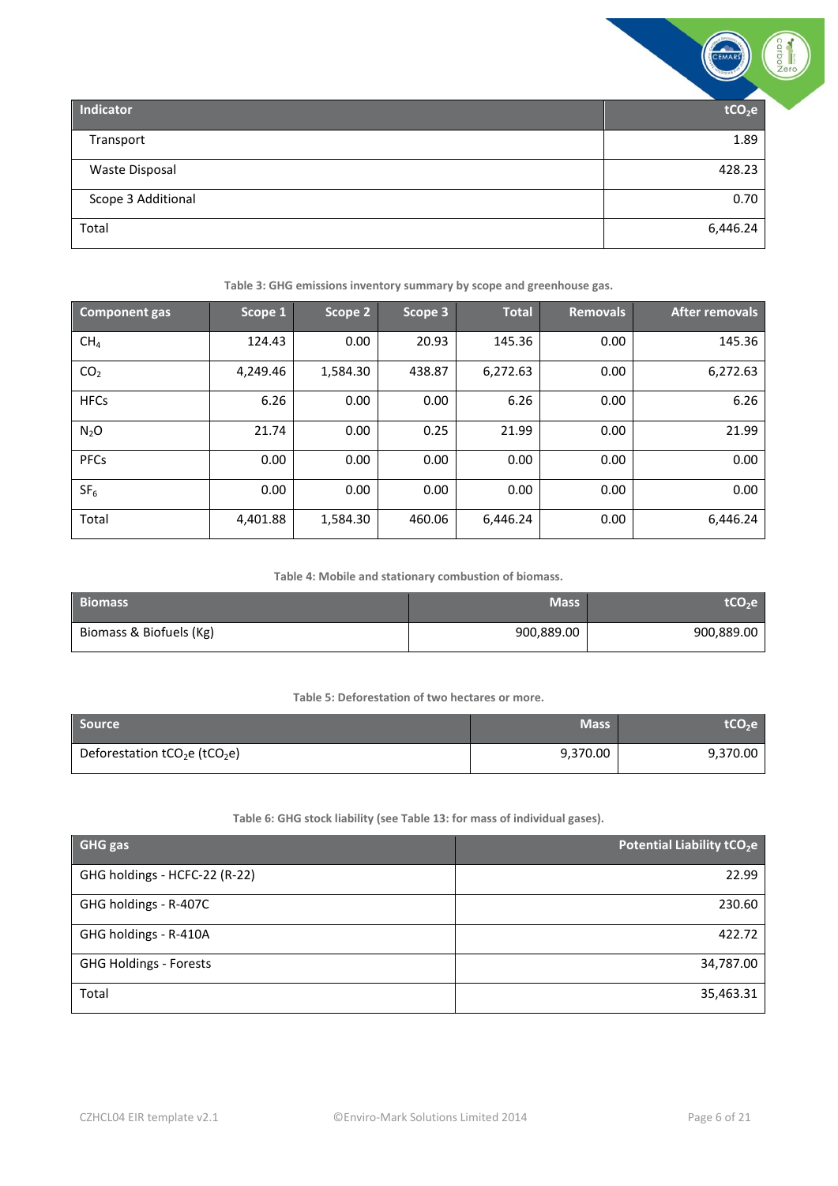| Indicator | $tCO_2e$ |
|---|---|
| Transport | 1.89 |
| Waste Disposal | 428.23 |
| Scope 3 Additional | 0.70 |
| Total | 6,446.24 |

**Table 3: GHG emissions inventory summary by scope and greenhouse gas.**

| Component gas | Scope 1 | Scope 2 | Scope 3 | Total | Removals | After removals |
|---|---|---|---|---|---|---|
| $CH_4$ | 124.43 | 0.00 | 20.93 | 145.36 | 0.00 | 145.36 |
| $CO_2$ | 4,249.46 | 1,584.30 | 438.87 | 6,272.63 | 0.00 | 6,272.63 |
| HFCs | 6.26 | 0.00 | 0.00 | 6.26 | 0.00 | 6.26 |
| $N_2O$ | 21.74 | 0.00 | 0.25 | 21.99 | 0.00 | 21.99 |
| PFCs | 0.00 | 0.00 | 0.00 | 0.00 | 0.00 | 0.00 |
| $SF_6$ | 0.00 | 0.00 | 0.00 | 0.00 | 0.00 | 0.00 |
| Total | 4,401.88 | 1,584.30 | 460.06 | 6,446.24 | 0.00 | 6,446.24 |

**Table 4: Mobile and stationary combustion of biomass.**

| Biomass | Mass | $tCO_2e$ |
|---|---|---|
| Biomass & Biofuels (Kg) | 900,889.00 | 900,889.00 |

**Table 5: Deforestation of two hectares or more.**

| Source | Mass | $tCO_2e$ |
|---|---|---|
| Deforestation $tCO_2e$ ($tCO_2e$) | 9,370.00 | 9,370.00 |

**Table 6: GHG stock liability (see Table 13: for mass of individual gases).**

| GHG gas | Potential Liability $tCO_2e$ |
|---|---|
| GHG holdings - HCFC-22 (R-22) | 22.99 |
| GHG holdings - R-407C | 230.60 |
| GHG holdings - R-410A | 422.72 |
| GHG Holdings - Forests | 34,787.00 |
| Total | 35,463.31 |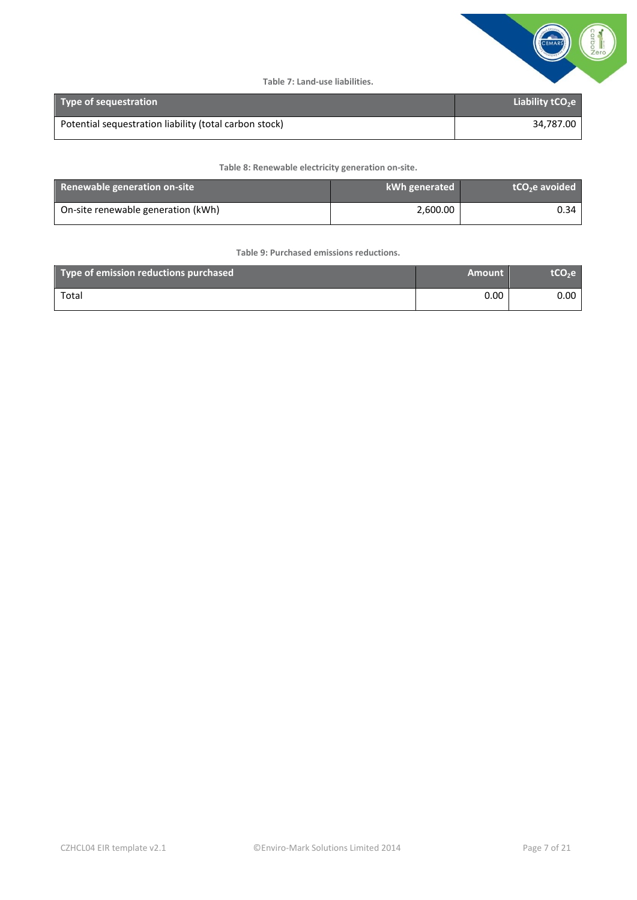Table 7: Land-use liabilities.

| Type of sequestration | Liability $tCO_2e$ |
| --- | --- |
| Potential sequestration liability (total carbon stock) | 34,787.00 |

Table 8: Renewable electricity generation on-site.

| Renewable generation on-site | kWh generated | $tCO_2e$ avoided |
| --- | --- | --- |
| On-site renewable generation (kWh) | 2,600.00 | 0.34 |

Table 9: Purchased emissions reductions.

| Type of emission reductions purchased | Amount | $tCO_2e$ |
| --- | --- | --- |
| Total | 0.00 | 0.00 |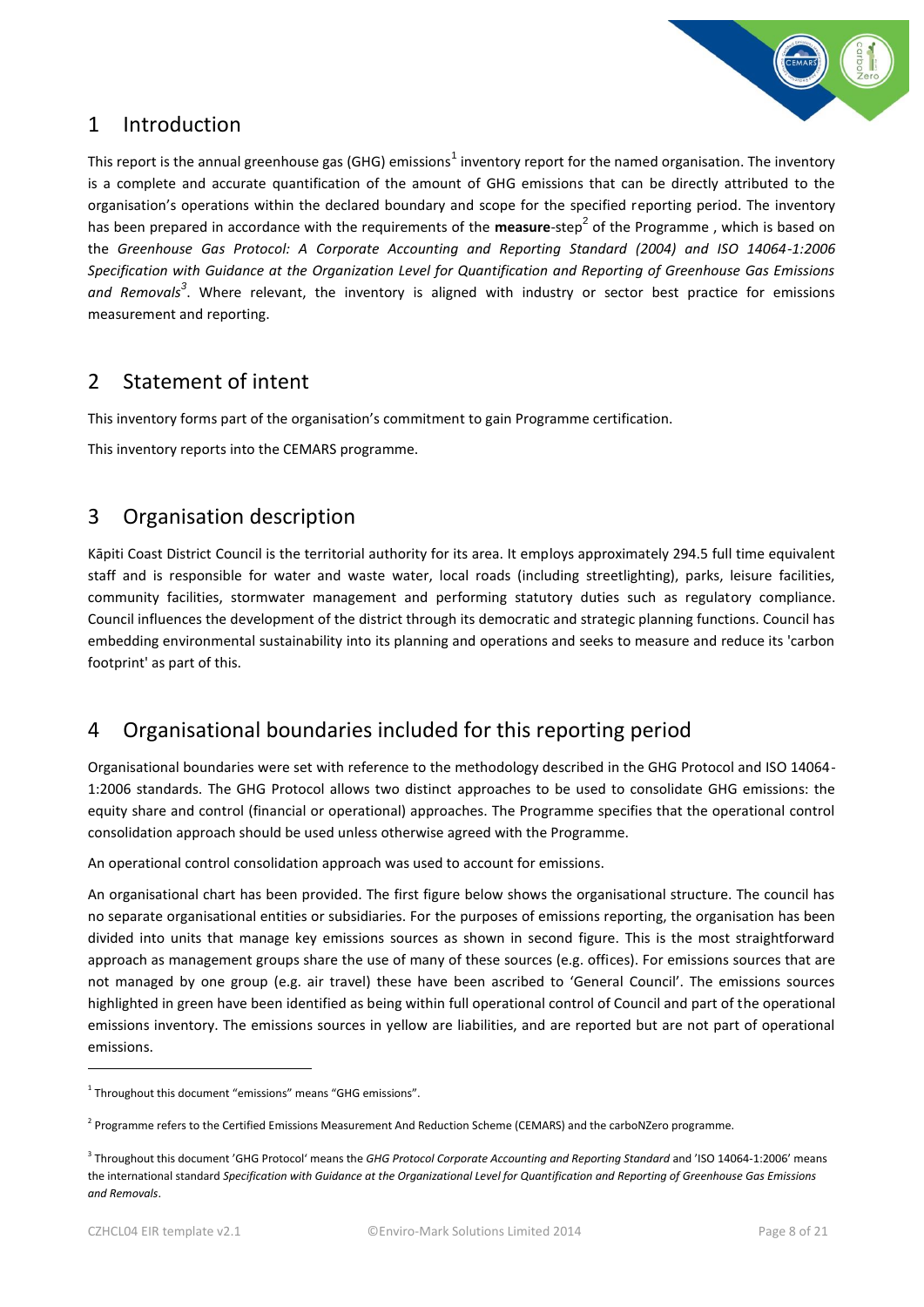## 1 Introduction

This report is the annual greenhouse gas (GHG) emissions[1] inventory report for the named organisation. The inventory is a complete and accurate quantification of the amount of GHG emissions that can be directly attributed to the organisation's operations within the declared boundary and scope for the specified reporting period. The inventory has been prepared in accordance with the requirements of the **measure**-step[2] of the Programme , which is based on the *Greenhouse Gas Protocol: A Corporate Accounting and Reporting Standard (2004) and ISO 14064-1:2006 Specification with Guidance at the Organization Level for Quantification and Reporting of Greenhouse Gas Emissions and Removals*[3]. Where relevant, the inventory is aligned with industry or sector best practice for emissions measurement and reporting.

## 2 Statement of intent

This inventory forms part of the organisation's commitment to gain Programme certification.

This inventory reports into the CEMARS programme.

## 3 Organisation description

Kāpiti Coast District Council is the territorial authority for its area. It employs approximately 294.5 full time equivalent staff and is responsible for water and waste water, local roads (including streetlighting), parks, leisure facilities, community facilities, stormwater management and performing statutory duties such as regulatory compliance. Council influences the development of the district through its democratic and strategic planning functions. Council has embedding environmental sustainability into its planning and operations and seeks to measure and reduce its 'carbon footprint' as part of this.

## 4 Organisational boundaries included for this reporting period

Organisational boundaries were set with reference to the methodology described in the GHG Protocol and ISO 14064-1:2006 standards. The GHG Protocol allows two distinct approaches to be used to consolidate GHG emissions: the equity share and control (financial or operational) approaches. The Programme specifies that the operational control consolidation approach should be used unless otherwise agreed with the Programme.

An operational control consolidation approach was used to account for emissions.

An organisational chart has been provided. The first figure below shows the organisational structure. The council has no separate organisational entities or subsidiaries. For the purposes of emissions reporting, the organisation has been divided into units that manage key emissions sources as shown in second figure. This is the most straightforward approach as management groups share the use of many of these sources (e.g. offices). For emissions sources that are not managed by one group (e.g. air travel) these have been ascribed to 'General Council'. The emissions sources highlighted in green have been identified as being within full operational control of Council and part of the operational emissions inventory. The emissions sources in yellow are liabilities, and are reported but are not part of operational emissions.

---

[1] Throughout this document "emissions" means "GHG emissions".

[2] Programme refers to the Certified Emissions Measurement And Reduction Scheme (CEMARS) and the carboNZero programme.

[3] Throughout this document 'GHG Protocol' means the *GHG Protocol Corporate Accounting and Reporting Standard* and 'ISO 14064-1:2006' means the international standard *Specification with Guidance at the Organizational Level for Quantification and Reporting of Greenhouse Gas Emissions and Removals*.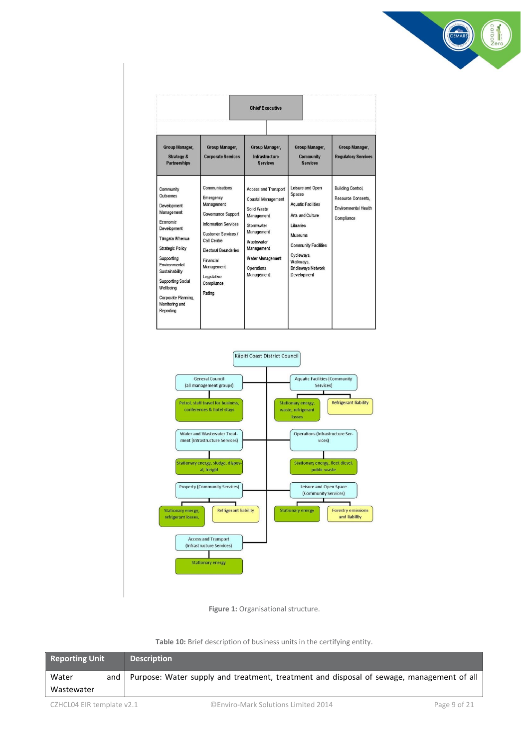| Chief Executive | | | | |
|---|---|---|---|---|
| Group Manager, Strategy & Partnerships | Group Manager, Corporate Services | Group Manager, Infrastructure Services | Group Manager, Community Services | Group Manager, Regulatory Services |
| Community Outcomes<br>Development Management<br>Economic Development<br>Tāngata Whenua<br>Strategic Policy<br>Supporting Environmental Sustainability<br>Supporting Social Wellbeing<br>Corporate Planning, Monitoring and Reporting | Communications<br>Emergency Management<br>Governance Support<br>Information Services<br>Customer Services / Call Centre<br>Electoral Boundaries<br>Financial Management<br>Legislative Compliance<br>Rating | Access and Transport<br>Coastal Management<br>Solid Waste Management<br>Stormwater Management<br>Wastewater Management<br>Water Management<br>Operations Management | Leisure and Open Spaces<br>Aquatic Facilities<br>Arts and Culture<br>Libraries<br>Museums<br>Community Facilities<br>Cycleways, Walkways, Bridleways Network Development | Building Control,<br>Resource Consents,<br>Environmental Health<br>Compliance |

Kāpiti Coast District Council

- General Council (all management groups)
  - Petrol, staff travel for business, conferences & hotel stays
- Aquatic Facilities (Community Services)
  - Stationary energy, waste, refrigerant losses
  - Refrigerant liability
- Water and Wastewater Treatment (Infrastructure Services)
  - Stationary energy, sludge, disposal, freight
- Operations (Infrastructure Services)
  - Stationary energy, fleet diesel, public waste
- Property (Community Services)
  - Stationary energy, refrigerant losses,
  - Refrigerant liability
- Leisure and Open Space (Community Services)
  - Stationary energy
  - Forestry emissions and liability
- Access and Transport (Infrastructure Services)
  - Stationary energy

**Figure 1:** Organisational structure.

**Table 10:** Brief description of business units in the certifying entity.

| Reporting Unit | Description |
|---|---|
| Water and Wastewater | Purpose: Water supply and treatment, treatment and disposal of sewage, management of all |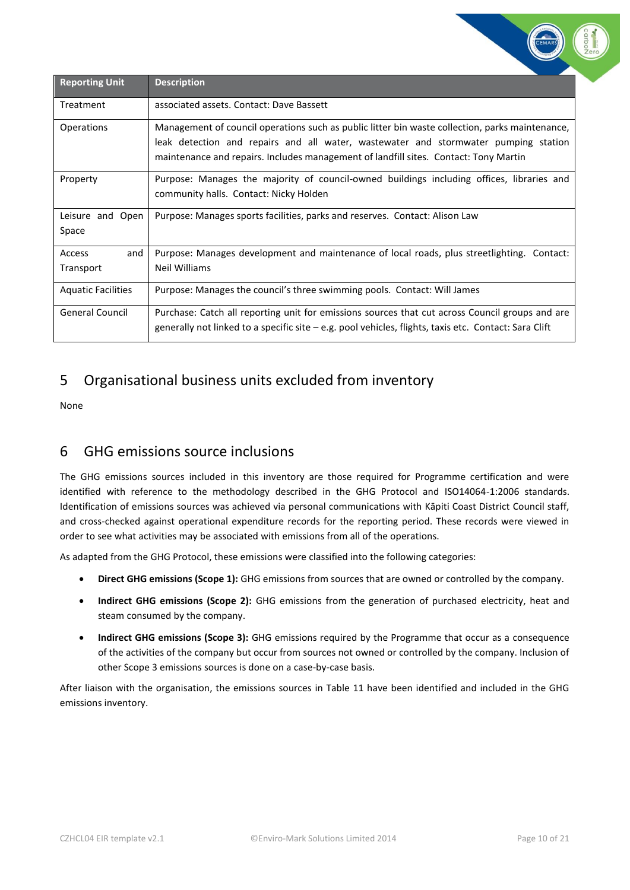| Reporting Unit | Description |
|---|---|
| Treatment | associated assets. Contact: Dave Bassett |
| Operations | Management of council operations such as public litter bin waste collection, parks maintenance, leak detection and repairs and all water, wastewater and stormwater pumping station maintenance and repairs. Includes management of landfill sites. Contact: Tony Martin |
| Property | Purpose: Manages the majority of council-owned buildings including offices, libraries and community halls. Contact: Nicky Holden |
| Leisure and Open Space | Purpose: Manages sports facilities, parks and reserves. Contact: Alison Law |
| Access and Transport | Purpose: Manages development and maintenance of local roads, plus streetlighting. Contact: Neil Williams |
| Aquatic Facilities | Purpose: Manages the council's three swimming pools. Contact: Will James |
| General Council | Purchase: Catch all reporting unit for emissions sources that cut across Council groups and are generally not linked to a specific site – e.g. pool vehicles, flights, taxis etc. Contact: Sara Clift |

# 5 Organisational business units excluded from inventory

None

# 6 GHG emissions source inclusions

The GHG emissions sources included in this inventory are those required for Programme certification and were identified with reference to the methodology described in the GHG Protocol and ISO14064-1:2006 standards. Identification of emissions sources was achieved via personal communications with Kāpiti Coast District Council staff, and cross-checked against operational expenditure records for the reporting period. These records were viewed in order to see what activities may be associated with emissions from all of the operations.

As adapted from the GHG Protocol, these emissions were classified into the following categories:

- **Direct GHG emissions (Scope 1):** GHG emissions from sources that are owned or controlled by the company.
- **Indirect GHG emissions (Scope 2):** GHG emissions from the generation of purchased electricity, heat and steam consumed by the company.
- **Indirect GHG emissions (Scope 3):** GHG emissions required by the Programme that occur as a consequence of the activities of the company but occur from sources not owned or controlled by the company. Inclusion of other Scope 3 emissions sources is done on a case-by-case basis.

After liaison with the organisation, the emissions sources in Table 11 have been identified and included in the GHG emissions inventory.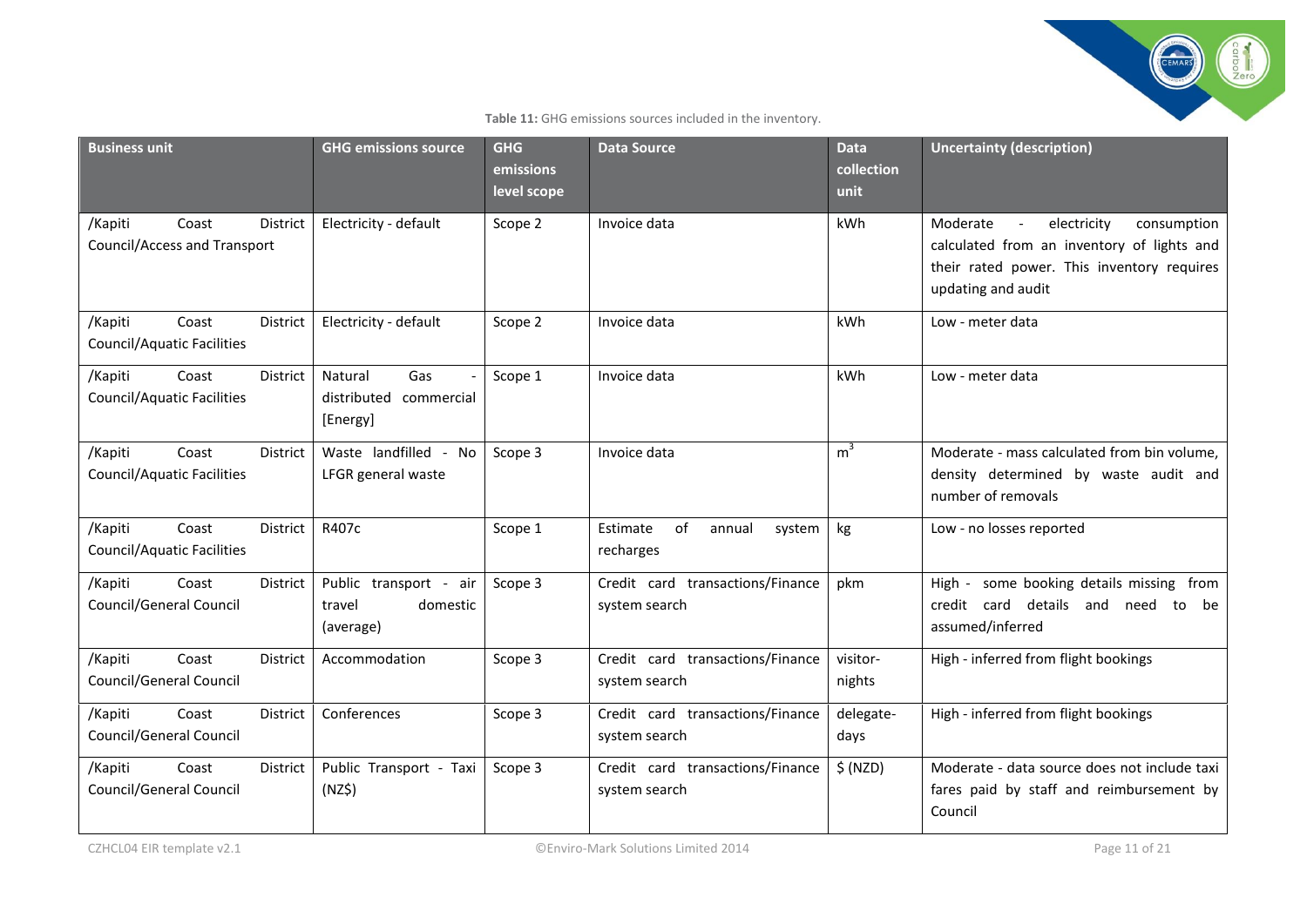**Table 11:** GHG emissions sources included in the inventory.

| Business unit | GHG emissions source | GHG emissions level scope | Data Source | Data collection unit | Uncertainty (description) |
|---|---|---|---|---|---|
| /Kapiti Coast District Council/Access and Transport | Electricity - default | Scope 2 | Invoice data | kWh | Moderate - electricity consumption calculated from an inventory of lights and their rated power. This inventory requires updating and audit |
| /Kapiti Coast District Council/Aquatic Facilities | Electricity - default | Scope 2 | Invoice data | kWh | Low - meter data |
| /Kapiti Coast District Council/Aquatic Facilities | Natural Gas - distributed commercial [Energy] | Scope 1 | Invoice data | kWh | Low - meter data |
| /Kapiti Coast District Council/Aquatic Facilities | Waste landfilled - No LFGR general waste | Scope 3 | Invoice data | $m^3$ | Moderate - mass calculated from bin volume, density determined by waste audit and number of removals |
| /Kapiti Coast District Council/Aquatic Facilities | R407c | Scope 1 | Estimate of annual system recharges | kg | Low - no losses reported |
| /Kapiti Coast District Council/General Council | Public transport - air travel domestic (average) | Scope 3 | Credit card transactions/Finance system search | pkm | High - some booking details missing from credit card details and need to be assumed/inferred |
| /Kapiti Coast District Council/General Council | Accommodation | Scope 3 | Credit card transactions/Finance system search | visitor-nights | High - inferred from flight bookings |
| /Kapiti Coast District Council/General Council | Conferences | Scope 3 | Credit card transactions/Finance system search | delegate-days | High - inferred from flight bookings |
| /Kapiti Coast District Council/General Council | Public Transport - Taxi (NZ$) | Scope 3 | Credit card transactions/Finance system search | $ (NZD) | Moderate - data source does not include taxi fares paid by staff and reimbursement by Council |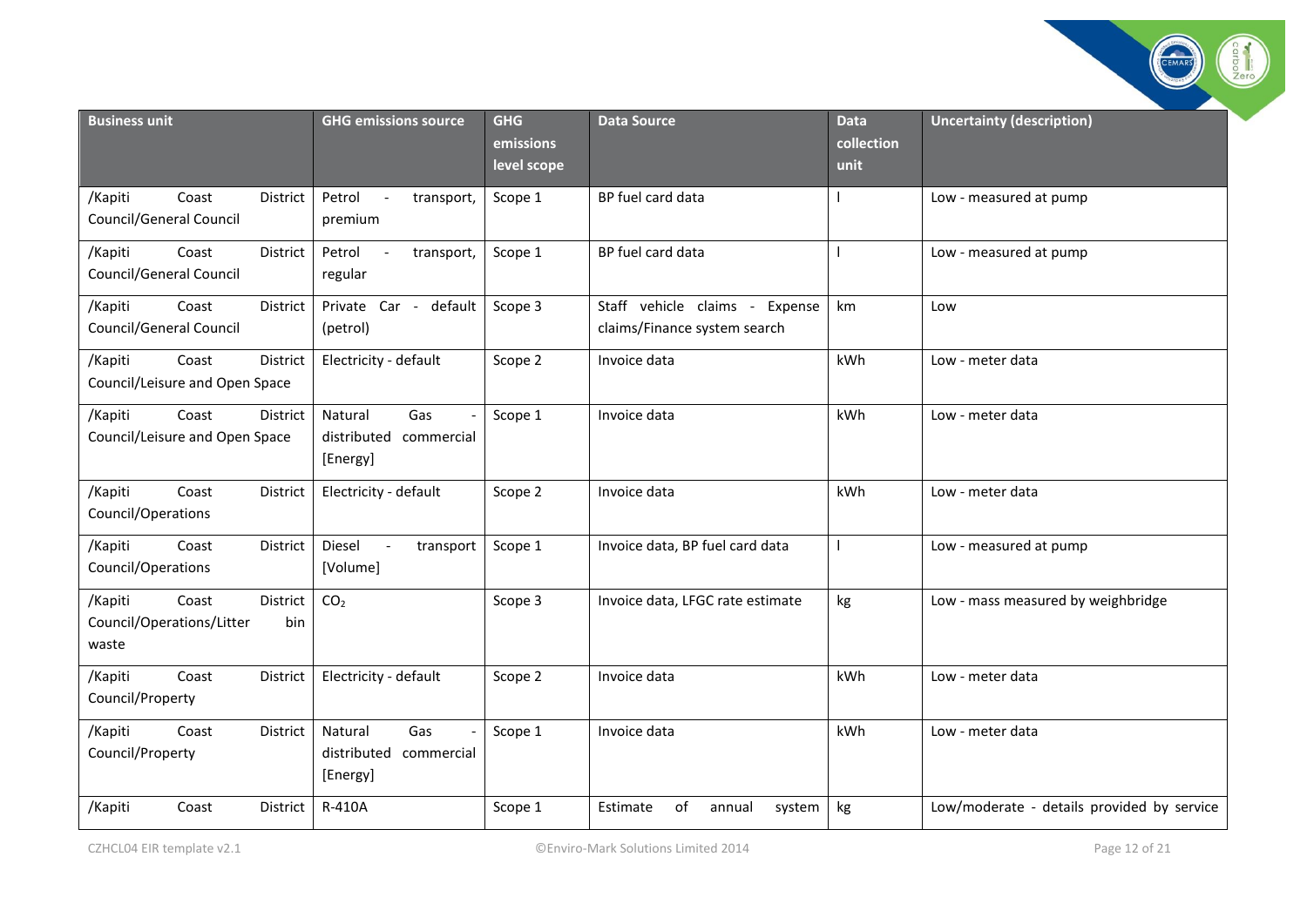| Business unit | GHG emissions source | GHG emissions level scope | Data Source | Data collection unit | Uncertainty (description) |
|---|---|---|---|---|---|
| /Kapiti Coast District Council/General Council | Petrol - transport, premium | Scope 1 | BP fuel card data | l | Low - measured at pump |
| /Kapiti Coast District Council/General Council | Petrol - transport, regular | Scope 1 | BP fuel card data | l | Low - measured at pump |
| /Kapiti Coast District Council/General Council | Private Car - default (petrol) | Scope 3 | Staff vehicle claims - Expense claims/Finance system search | km | Low |
| /Kapiti Coast District Council/Leisure and Open Space | Electricity - default | Scope 2 | Invoice data | kWh | Low - meter data |
| /Kapiti Coast District Council/Leisure and Open Space | Natural Gas - distributed commercial [Energy] | Scope 1 | Invoice data | kWh | Low - meter data |
| /Kapiti Coast District Council/Operations | Electricity - default | Scope 2 | Invoice data | kWh | Low - meter data |
| /Kapiti Coast District Council/Operations | Diesel - transport [Volume] | Scope 1 | Invoice data, BP fuel card data | l | Low - measured at pump |
| /Kapiti Coast District Council/Operations/Litter bin waste | $CO_2$ | Scope 3 | Invoice data, LFGC rate estimate | kg | Low - mass measured by weighbridge |
| /Kapiti Coast District Council/Property | Electricity - default | Scope 2 | Invoice data | kWh | Low - meter data |
| /Kapiti Coast District Council/Property | Natural Gas - distributed commercial [Energy] | Scope 1 | Invoice data | kWh | Low - meter data |
| /Kapiti Coast District | R-410A | Scope 1 | Estimate of annual system | kg | Low/moderate - details provided by service |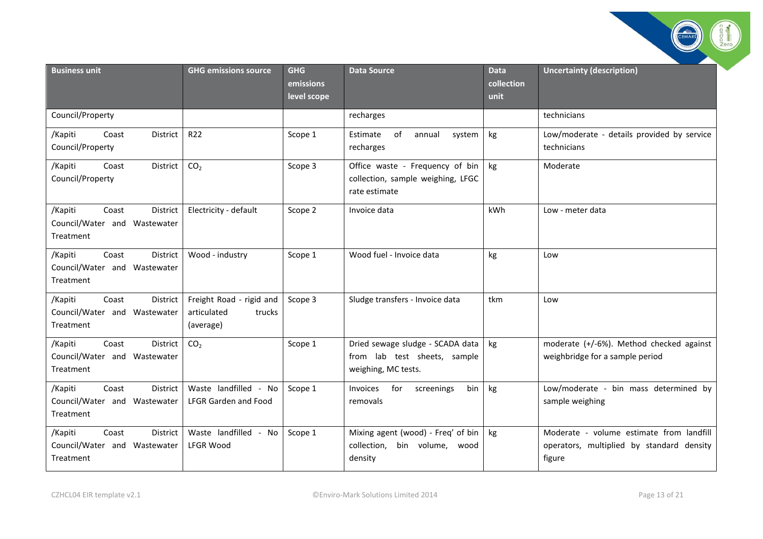| Business unit | GHG emissions source | GHG emissions level scope | Data Source | Data collection unit | Uncertainty (description) |
|---|---|---|---|---|---|
| Council/Property | | | recharges | | technicians |
| /Kapiti Coast District Council/Property | R22 | Scope 1 | Estimate of annual system recharges | kg | Low/moderate - details provided by service technicians |
| /Kapiti Coast District Council/Property | $CO_2$ | Scope 3 | Office waste - Frequency of bin collection, sample weighing, LFGC rate estimate | kg | Moderate |
| /Kapiti Coast District Council/Water and Wastewater Treatment | Electricity - default | Scope 2 | Invoice data | kWh | Low - meter data |
| /Kapiti Coast District Council/Water and Wastewater Treatment | Wood - industry | Scope 1 | Wood fuel - Invoice data | kg | Low |
| /Kapiti Coast District Council/Water and Wastewater Treatment | Freight Road - rigid and articulated trucks (average) | Scope 3 | Sludge transfers - Invoice data | tkm | Low |
| /Kapiti Coast District Council/Water and Wastewater Treatment | $CO_2$ | Scope 1 | Dried sewage sludge - SCADA data from lab test sheets, sample weighing, MC tests. | kg | moderate (+/-6%). Method checked against weighbridge for a sample period |
| /Kapiti Coast District Council/Water and Wastewater Treatment | Waste landfilled - No LFGR Garden and Food | Scope 1 | Invoices for screenings bin removals | kg | Low/moderate - bin mass determined by sample weighing |
| /Kapiti Coast District Council/Water and Wastewater Treatment | Waste landfilled - No LFGR Wood | Scope 1 | Mixing agent (wood) - Freq' of bin collection, bin volume, wood density | kg | Moderate - volume estimate from landfill operators, multiplied by standard density figure |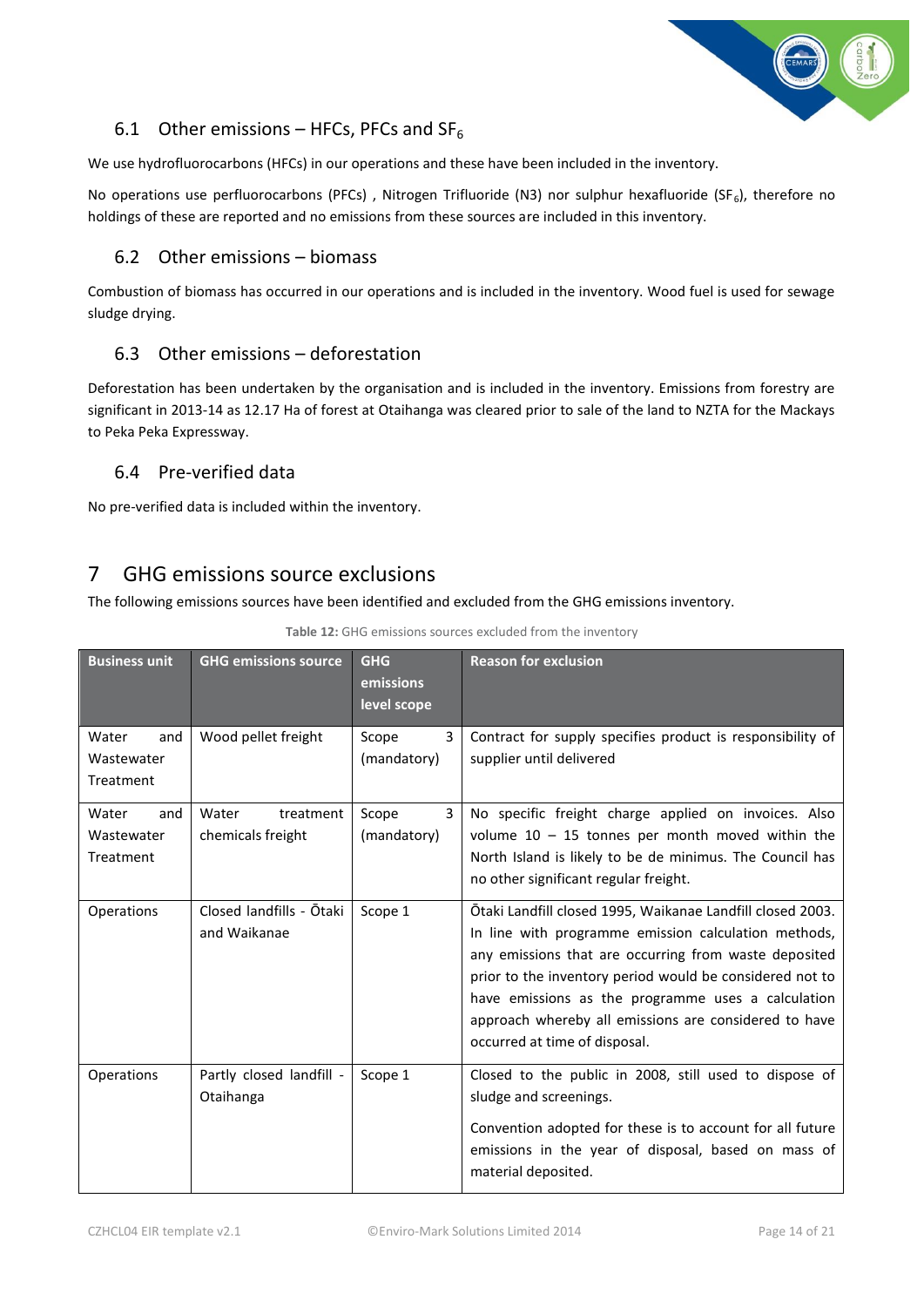### 6.1 Other emissions – HFCs, PFCs and $SF_6$

We use hydrofluorocarbons (HFCs) in our operations and these have been included in the inventory.

No operations use perfluorocarbons (PFCs) , Nitrogen Trifluoride (N3) nor sulphur hexafluoride ($SF_6$), therefore no holdings of these are reported and no emissions from these sources are included in this inventory.

### 6.2 Other emissions – biomass

Combustion of biomass has occurred in our operations and is included in the inventory. Wood fuel is used for sewage sludge drying.

### 6.3 Other emissions – deforestation

Deforestation has been undertaken by the organisation and is included in the inventory. Emissions from forestry are significant in 2013-14 as 12.17 Ha of forest at Otaihanga was cleared prior to sale of the land to NZTA for the Mackays to Peka Peka Expressway.

### 6.4 Pre-verified data

No pre-verified data is included within the inventory.

## 7 GHG emissions source exclusions

The following emissions sources have been identified and excluded from the GHG emissions inventory.

**Table 12:** GHG emissions sources excluded from the inventory

| Business unit | GHG emissions source | GHG emissions level scope | Reason for exclusion |
|---|---|---|---|
| Water and Wastewater Treatment | Wood pellet freight | Scope 3 (mandatory) | Contract for supply specifies product is responsibility of supplier until delivered |
| Water and Wastewater Treatment | Water treatment chemicals freight | Scope 3 (mandatory) | No specific freight charge applied on invoices. Also volume 10 – 15 tonnes per month moved within the North Island is likely to be de minimus. The Council has no other significant regular freight. |
| Operations | Closed landfills - Ōtaki and Waikanae | Scope 1 | Ōtaki Landfill closed 1995, Waikanae Landfill closed 2003. In line with programme emission calculation methods, any emissions that are occurring from waste deposited prior to the inventory period would be considered not to have emissions as the programme uses a calculation approach whereby all emissions are considered to have occurred at time of disposal. |
| Operations | Partly closed landfill - Otaihanga | Scope 1 | Closed to the public in 2008, still used to dispose of sludge and screenings.<br><br>Convention adopted for these is to account for all future emissions in the year of disposal, based on mass of material deposited. |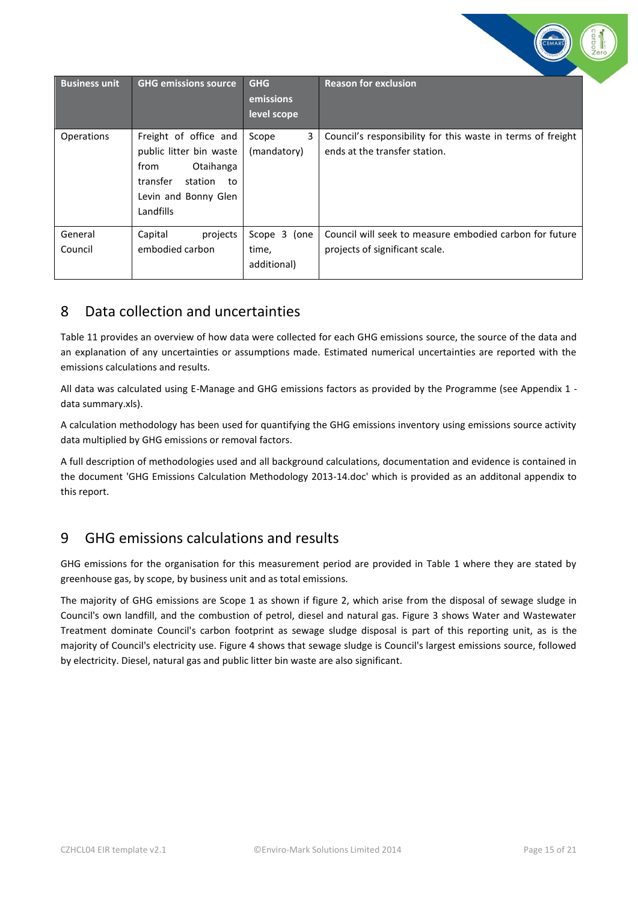| Business unit | GHG emissions source | GHG emissions level scope | Reason for exclusion |
|---|---|---|---|
| Operations | Freight of office and public litter bin waste from Otaihanga transfer station to Levin and Bonny Glen Landfills | Scope 3 (mandatory) | Council's responsibility for this waste in terms of freight ends at the transfer station. |
| General Council | Capital projects embodied carbon | Scope 3 (one time, additional) | Council will seek to measure embodied carbon for future projects of significant scale. |

## 8 Data collection and uncertainties

Table 11 provides an overview of how data were collected for each GHG emissions source, the source of the data and an explanation of any uncertainties or assumptions made. Estimated numerical uncertainties are reported with the emissions calculations and results.

All data was calculated using E-Manage and GHG emissions factors as provided by the Programme (see Appendix 1 - data summary.xls).

A calculation methodology has been used for quantifying the GHG emissions inventory using emissions source activity data multiplied by GHG emissions or removal factors.

A full description of methodologies used and all background calculations, documentation and evidence is contained in the document 'GHG Emissions Calculation Methodology 2013-14.doc' which is provided as an additonal appendix to this report.

## 9 GHG emissions calculations and results

GHG emissions for the organisation for this measurement period are provided in Table 1 where they are stated by greenhouse gas, by scope, by business unit and as total emissions.

The majority of GHG emissions are Scope 1 as shown if figure 2, which arise from the disposal of sewage sludge in Council's own landfill, and the combustion of petrol, diesel and natural gas. Figure 3 shows Water and Wastewater Treatment dominate Council's carbon footprint as sewage sludge disposal is part of this reporting unit, as is the majority of Council's electricity use. Figure 4 shows that sewage sludge is Council's largest emissions source, followed by electricity. Diesel, natural gas and public litter bin waste are also significant.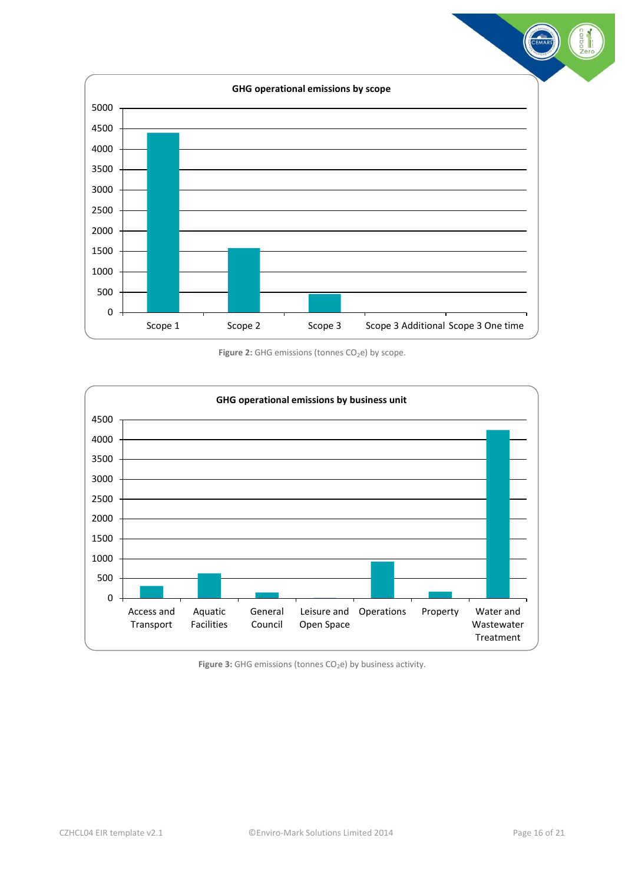**GHG operational emissions by scope**

5000
4500
4000
3500
3000
2500
2000
1500
1000
500
0

Scope 1 | Scope 2 | Scope 3 | Scope 3 Additional | Scope 3 One time

**Figure 2:** GHG emissions (tonnes $CO_2$e) by scope.

**GHG operational emissions by business unit**

4500
4000
3500
3000
2500
2000
1500
1000
500
0

Access and Transport | Aquatic Facilities | General Council | Leisure and Open Space | Operations | Property | Water and Wastewater Treatment

**Figure 3:** GHG emissions (tonnes $CO_2$e) by business activity.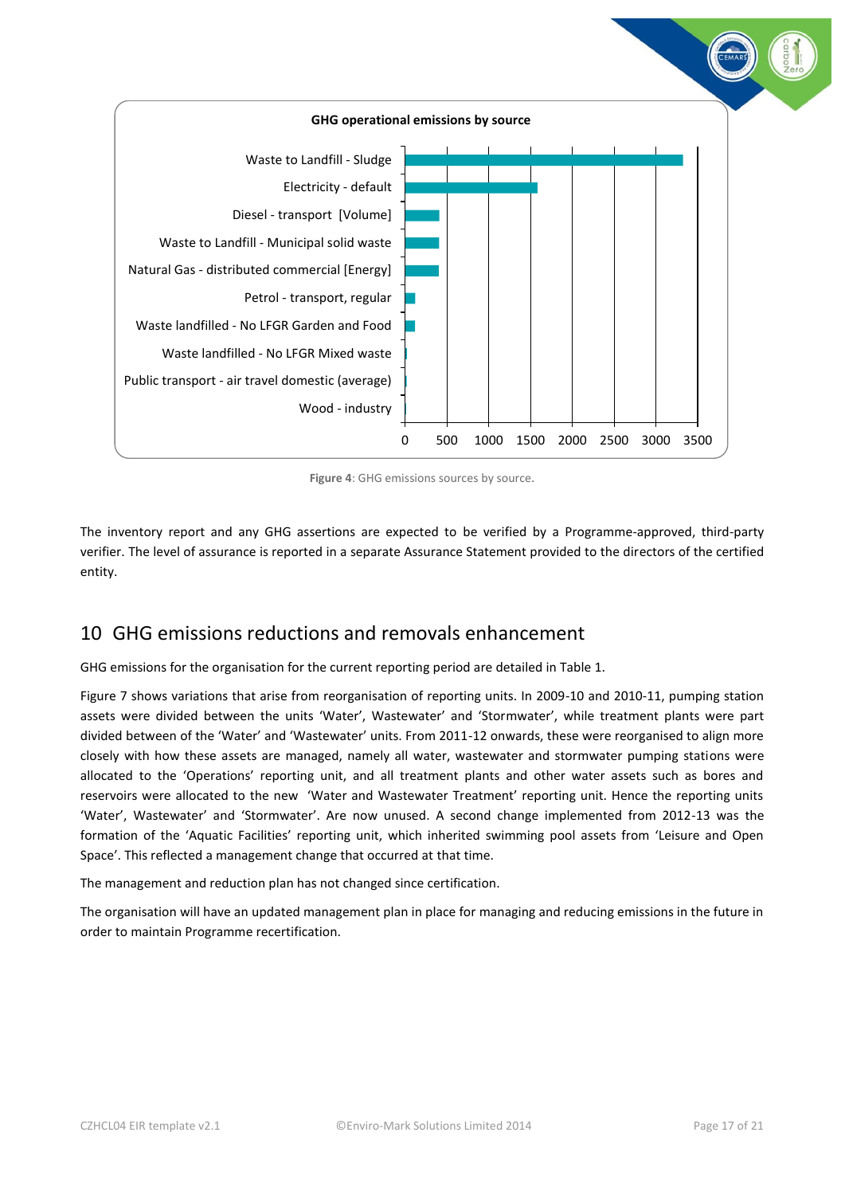**GHG operational emissions by source**

| Source |
|---|
| Waste to Landfill - Sludge |
| Electricity - default |
| Diesel - transport [Volume] |
| Waste to Landfill - Municipal solid waste |
| Natural Gas - distributed commercial [Energy] |
| Petrol - transport, regular |
| Waste landfilled - No LFGR Garden and Food |
| Waste landfilled - No LFGR Mixed waste |
| Public transport - air travel domestic (average) |
| Wood - industry |

0 500 1000 1500 2000 2500 3000 3500

**Figure 4**: GHG emissions sources by source.

The inventory report and any GHG assertions are expected to be verified by a Programme-approved, third-party verifier. The level of assurance is reported in a separate Assurance Statement provided to the directors of the certified entity.

## 10 GHG emissions reductions and removals enhancement

GHG emissions for the organisation for the current reporting period are detailed in Table 1.

Figure 7 shows variations that arise from reorganisation of reporting units. In 2009-10 and 2010-11, pumping station assets were divided between the units 'Water', Wastewater' and 'Stormwater', while treatment plants were part divided between of the 'Water' and 'Wastewater' units. From 2011-12 onwards, these were reorganised to align more closely with how these assets are managed, namely all water, wastewater and stormwater pumping stations were allocated to the 'Operations' reporting unit, and all treatment plants and other water assets such as bores and reservoirs were allocated to the new 'Water and Wastewater Treatment' reporting unit. Hence the reporting units 'Water', Wastewater' and 'Stormwater'. Are now unused. A second change implemented from 2012-13 was the formation of the 'Aquatic Facilities' reporting unit, which inherited swimming pool assets from 'Leisure and Open Space'. This reflected a management change that occurred at that time.

The management and reduction plan has not changed since certification.

The organisation will have an updated management plan in place for managing and reducing emissions in the future in order to maintain Programme recertification.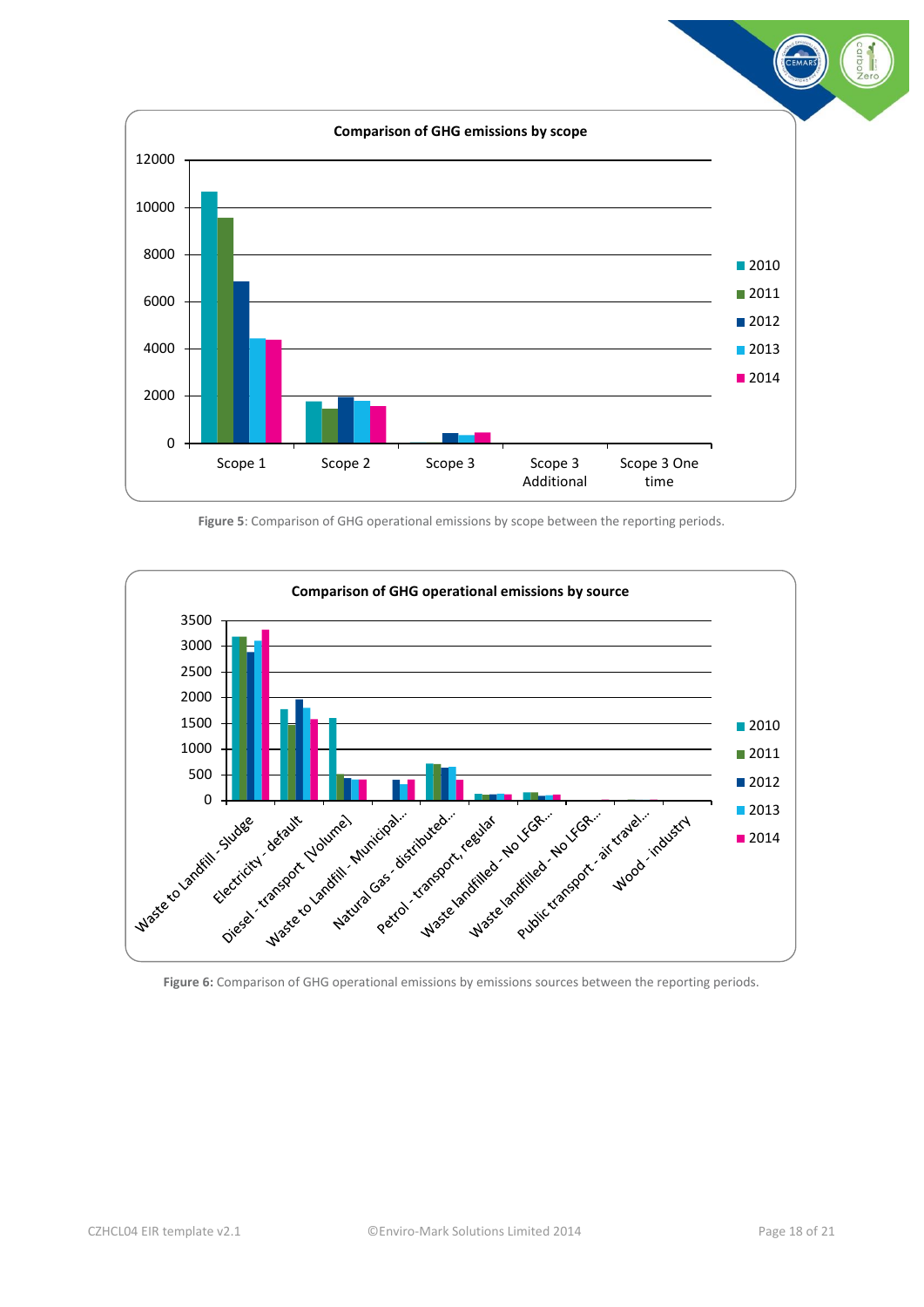**Comparison of GHG emissions by scope**

**Figure 5**: Comparison of GHG operational emissions by scope between the reporting periods.

**Comparison of GHG operational emissions by source**

**Figure 6:** Comparison of GHG operational emissions by emissions sources between the reporting periods.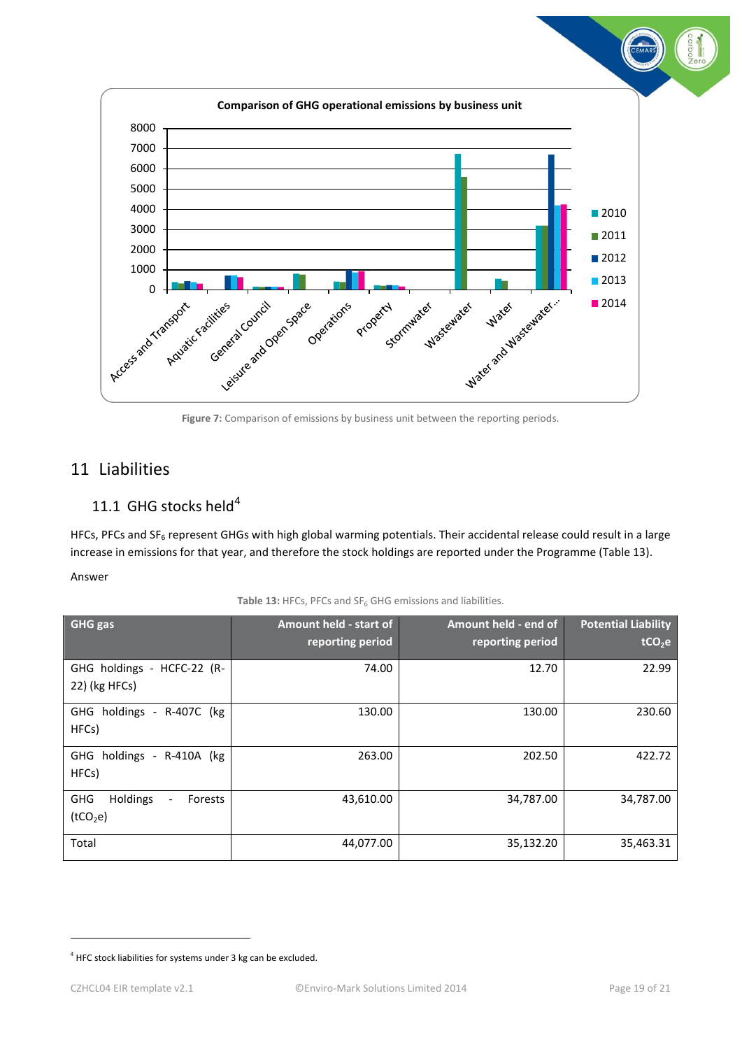Figure 7: Comparison of emissions by business unit between the reporting periods.

# 11 Liabilities

## 11.1 GHG stocks held[4]

HFCs, PFCs and $SF_6$ represent GHGs with high global warming potentials. Their accidental release could result in a large increase in emissions for that year, and therefore the stock holdings are reported under the Programme (Table 13).

Answer

Table 13: HFCs, PFCs and $SF_6$ GHG emissions and liabilities.

| GHG gas | Amount held - start of reporting period | Amount held - end of reporting period | Potential Liability $tCO_2e$ |
|---|---|---|---|
| GHG holdings - HCFC-22 (R-22) (kg HFCs) | 74.00 | 12.70 | 22.99 |
| GHG holdings - R-407C (kg HFCs) | 130.00 | 130.00 | 230.60 |
| GHG holdings - R-410A (kg HFCs) | 263.00 | 202.50 | 422.72 |
| GHG Holdings - Forests ($tCO_2e$) | 43,610.00 | 34,787.00 | 34,787.00 |
| Total | 44,077.00 | 35,132.20 | 35,463.31 |

[4] HFC stock liabilities for systems under 3 kg can be excluded.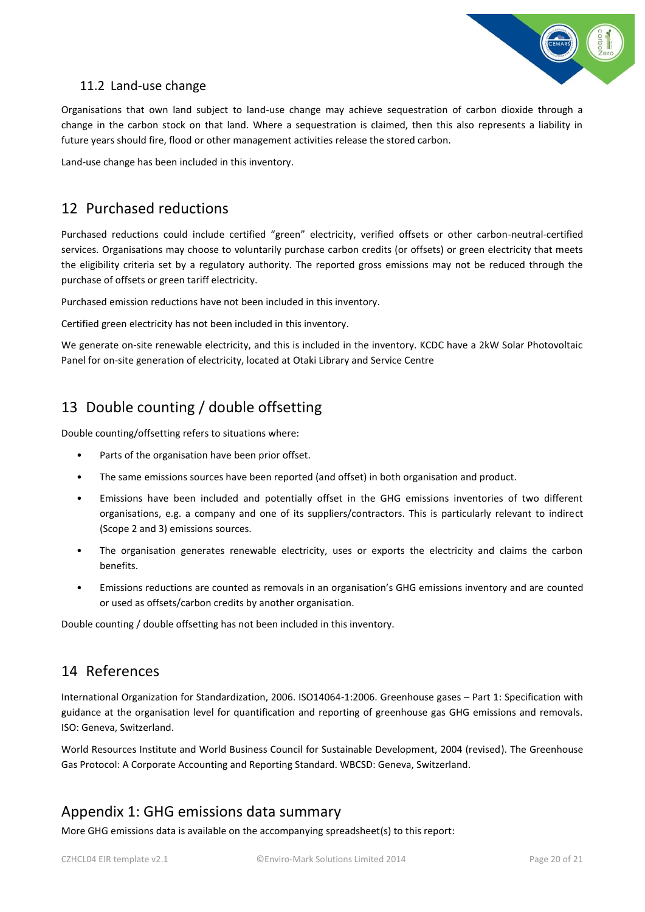### 11.2 Land-use change

Organisations that own land subject to land-use change may achieve sequestration of carbon dioxide through a change in the carbon stock on that land. Where a sequestration is claimed, then this also represents a liability in future years should fire, flood or other management activities release the stored carbon.

Land-use change has been included in this inventory.

## 12 Purchased reductions

Purchased reductions could include certified "green" electricity, verified offsets or other carbon-neutral-certified services. Organisations may choose to voluntarily purchase carbon credits (or offsets) or green electricity that meets the eligibility criteria set by a regulatory authority. The reported gross emissions may not be reduced through the purchase of offsets or green tariff electricity.

Purchased emission reductions have not been included in this inventory.

Certified green electricity has not been included in this inventory.

We generate on-site renewable electricity, and this is included in the inventory. KCDC have a 2kW Solar Photovoltaic Panel for on-site generation of electricity, located at Otaki Library and Service Centre

## 13 Double counting / double offsetting

Double counting/offsetting refers to situations where:

- Parts of the organisation have been prior offset.
- The same emissions sources have been reported (and offset) in both organisation and product.
- Emissions have been included and potentially offset in the GHG emissions inventories of two different organisations, e.g. a company and one of its suppliers/contractors. This is particularly relevant to indirect (Scope 2 and 3) emissions sources.
- The organisation generates renewable electricity, uses or exports the electricity and claims the carbon benefits.
- Emissions reductions are counted as removals in an organisation's GHG emissions inventory and are counted or used as offsets/carbon credits by another organisation.

Double counting / double offsetting has not been included in this inventory.

## 14 References

International Organization for Standardization, 2006. ISO14064-1:2006. Greenhouse gases – Part 1: Specification with guidance at the organisation level for quantification and reporting of greenhouse gas GHG emissions and removals. ISO: Geneva, Switzerland.

World Resources Institute and World Business Council for Sustainable Development, 2004 (revised). The Greenhouse Gas Protocol: A Corporate Accounting and Reporting Standard. WBCSD: Geneva, Switzerland.

## Appendix 1: GHG emissions data summary

More GHG emissions data is available on the accompanying spreadsheet(s) to this report: